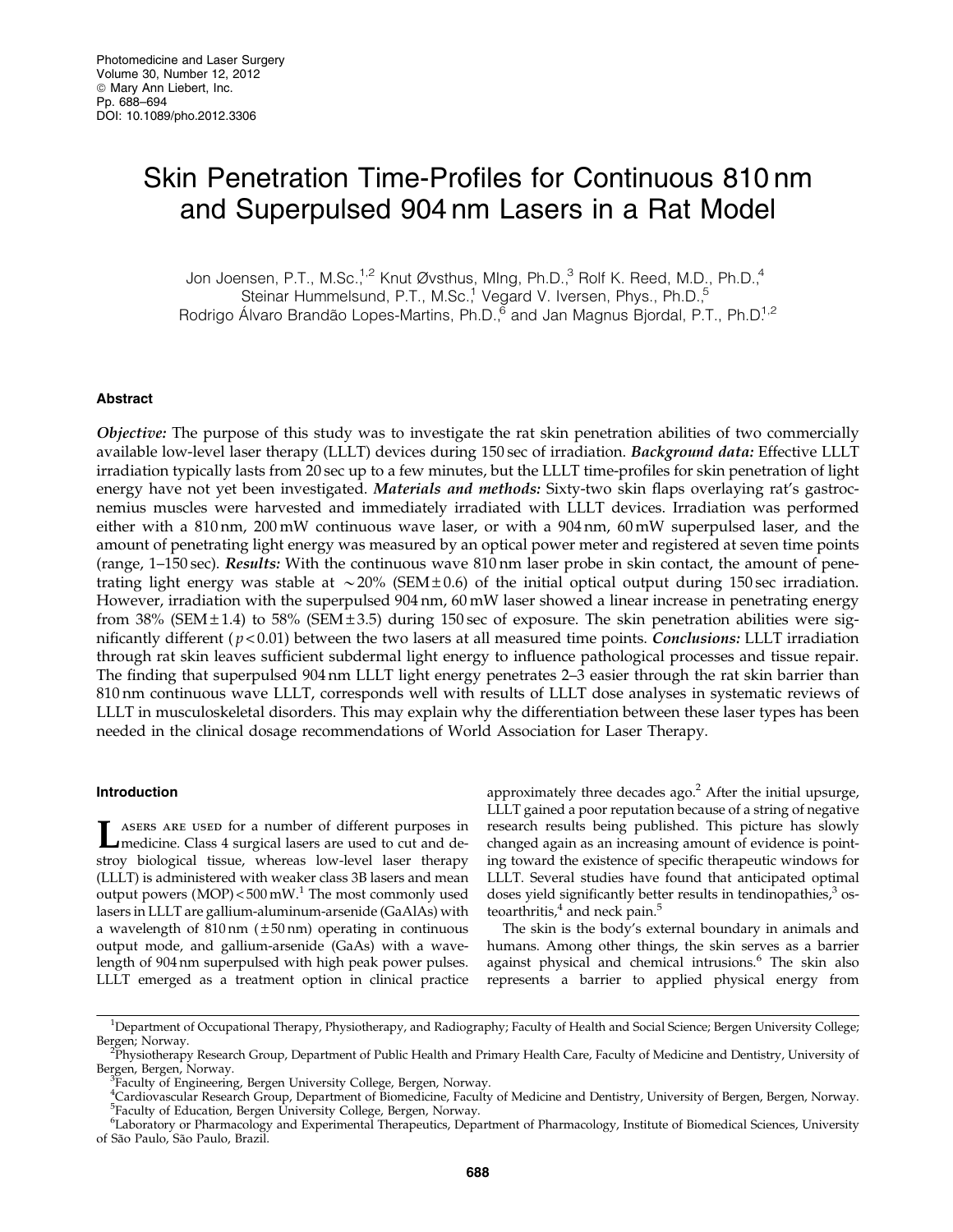# Skin Penetration Time-Profiles for Continuous 810 nm and Superpulsed 904 nm Lasers in a Rat Model

Jon Joensen, P.T., M.Sc.,[1,2] Knut Øvsthus, MIng, Ph.D.,[3] Rolf K. Reed, M.D., Ph.D.,[4] Steinar Hummelsund, P.T., M.Sc.,[1] Vegard V. Iversen, Phys., Ph.D.,[5] Rodrigo Álvaro Brandão Lopes-Martins, Ph.D.,[6] and Jan Magnus Bjordal, P.T., Ph.D.[1,2]

## Abstract

***Objective:*** The purpose of this study was to investigate the rat skin penetration abilities of two commercially available low-level laser therapy (LLLT) devices during 150 sec of irradiation. ***Background data:*** Effective LLLT irradiation typically lasts from 20 sec up to a few minutes, but the LLLT time-profiles for skin penetration of light energy have not yet been investigated. ***Materials and methods:*** Sixty-two skin flaps overlaying rat's gastrocnemius muscles were harvested and immediately irradiated with LLLT devices. Irradiation was performed either with a 810 nm, 200 mW continuous wave laser, or with a 904 nm, 60 mW superpulsed laser, and the amount of penetrating light energy was measured by an optical power meter and registered at seven time points (range, 1–150 sec). ***Results:*** With the continuous wave 810 nm laser probe in skin contact, the amount of penetrating light energy was stable at ~20% (SEM ± 0.6) of the initial optical output during 150 sec irradiation. However, irradiation with the superpulsed 904 nm, 60 mW laser showed a linear increase in penetrating energy from 38% (SEM ± 1.4) to 58% (SEM ± 3.5) during 150 sec of exposure. The skin penetration abilities were significantly different ($p < 0.01$) between the two lasers at all measured time points. ***Conclusions:*** LLLT irradiation through rat skin leaves sufficient subdermal light energy to influence pathological processes and tissue repair. The finding that superpulsed 904 nm LLLT light energy penetrates 2–3 easier through the rat skin barrier than 810 nm continuous wave LLLT, corresponds well with results of LLLT dose analyses in systematic reviews of LLLT in musculoskeletal disorders. This may explain why the differentiation between these laser types has been needed in the clinical dosage recommendations of World Association for Laser Therapy.

## Introduction

Lasers are used for a number of different purposes in medicine. Class 4 surgical lasers are used to cut and destroy biological tissue, whereas low-level laser therapy (LLLT) is administered with weaker class 3B lasers and mean output powers (MOP) < 500 mW.[1] The most commonly used lasers in LLLT are gallium-aluminum-arsenide (GaAlAs) with a wavelength of 810 nm (± 50 nm) operating in continuous output mode, and gallium-arsenide (GaAs) with a wavelength of 904 nm superpulsed with high peak power pulses. LLLT emerged as a treatment option in clinical practice approximately three decades ago.[2] After the initial upsurge, LLLT gained a poor reputation because of a string of negative research results being published. This picture has slowly changed again as an increasing amount of evidence is pointing toward the existence of specific therapeutic windows for LLLT. Several studies have found that anticipated optimal doses yield significantly better results in tendinopathies,[3] osteoarthritis,[4] and neck pain.[5]

The skin is the body's external boundary in animals and humans. Among other things, the skin serves as a barrier against physical and chemical intrusions.[6] The skin also represents a barrier to applied physical energy from

---

[1]Department of Occupational Therapy, Physiotherapy, and Radiography; Faculty of Health and Social Science; Bergen University College; Bergen; Norway.

[2]Physiotherapy Research Group, Department of Public Health and Primary Health Care, Faculty of Medicine and Dentistry, University of Bergen, Bergen, Norway.

[3]Faculty of Engineering, Bergen University College, Bergen, Norway.

[4]Cardiovascular Research Group, Department of Biomedicine, Faculty of Medicine and Dentistry, University of Bergen, Bergen, Norway.

[5]Faculty of Education, Bergen University College, Bergen, Norway.

[6]Laboratory or Pharmacology and Experimental Therapeutics, Department of Pharmacology, Institute of Biomedical Sciences, University of São Paulo, São Paulo, Brazil.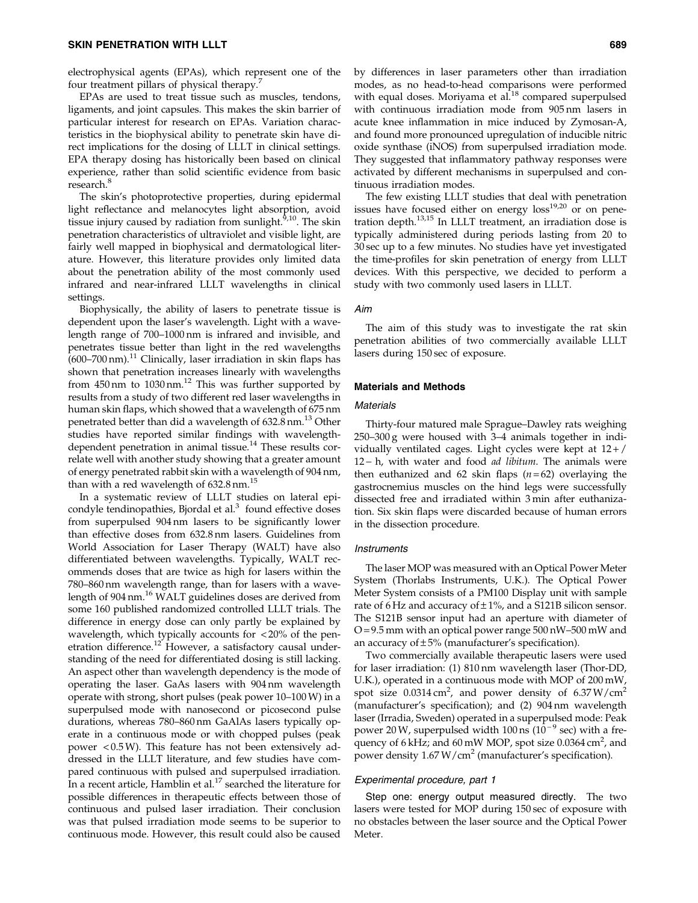electrophysical agents (EPAs), which represent one of the four treatment pillars of physical therapy.[7]

EPAs are used to treat tissue such as muscles, tendons, ligaments, and joint capsules. This makes the skin barrier of particular interest for research on EPAs. Variation characteristics in the biophysical ability to penetrate skin have direct implications for the dosing of LLLT in clinical settings. EPA therapy dosing has historically been based on clinical experience, rather than solid scientific evidence from basic research.[8]

The skin's photoprotective properties, during epidermal light reflectance and melanocytes light absorption, avoid tissue injury caused by radiation from sunlight.[9,10]. The skin penetration characteristics of ultraviolet and visible light, are fairly well mapped in biophysical and dermatological literature. However, this literature provides only limited data about the penetration ability of the most commonly used infrared and near-infrared LLLT wavelengths in clinical settings.

Biophysically, the ability of lasers to penetrate tissue is dependent upon the laser's wavelength. Light with a wavelength range of 700–1000 nm is infrared and invisible, and penetrates tissue better than light in the red wavelengths (600–700 nm).[11] Clinically, laser irradiation in skin flaps has shown that penetration increases linearly with wavelengths from 450 nm to 1030 nm.[12] This was further supported by results from a study of two different red laser wavelengths in human skin flaps, which showed that a wavelength of 675 nm penetrated better than did a wavelength of 632.8 nm.[13] Other studies have reported similar findings with wavelength-dependent penetration in animal tissue.[14] These results correlate well with another study showing that a greater amount of energy penetrated rabbit skin with a wavelength of 904 nm, than with a red wavelength of 632.8 nm.[15]

In a systematic review of LLLT studies on lateral epicondyle tendinopathies, Bjordal et al.[3] found effective doses from superpulsed 904 nm lasers to be significantly lower than effective doses from 632.8 nm lasers. Guidelines from World Association for Laser Therapy (WALT) have also differentiated between wavelengths. Typically, WALT recommends doses that are twice as high for lasers within the 780–860 nm wavelength range, than for lasers with a wavelength of 904 nm.[16] WALT guidelines doses are derived from some 160 published randomized controlled LLLT trials. The difference in energy dose can only partly be explained by wavelength, which typically accounts for <20% of the penetration difference.[12] However, a satisfactory causal understanding of the need for differentiated dosing is still lacking. An aspect other than wavelength dependency is the mode of operating the laser. GaAs lasers with 904 nm wavelength operate with strong, short pulses (peak power 10–100 W) in a superpulsed mode with nanosecond or picosecond pulse durations, whereas 780–860 nm GaAlAs lasers typically operate in a continuous mode or with chopped pulses (peak power <0.5 W). This feature has not been extensively addressed in the LLLT literature, and few studies have compared continuous with pulsed and superpulsed irradiation. In a recent article, Hamblin et al.[17] searched the literature for possible differences in therapeutic effects between those of continuous and pulsed laser irradiation. Their conclusion was that pulsed irradiation mode seems to be superior to continuous mode. However, this result could also be caused by differences in laser parameters other than irradiation modes, as no head-to-head comparisons were performed with equal doses. Moriyama et al.[18] compared superpulsed with continuous irradiation mode from 905 nm lasers in acute knee inflammation in mice induced by Zymosan-A, and found more pronounced upregulation of inducible nitric oxide synthase (iNOS) from superpulsed irradiation mode. They suggested that inflammatory pathway responses were activated by different mechanisms in superpulsed and continuous irradiation modes.

The few existing LLLT studies that deal with penetration issues have focused either on energy loss[19,20] or on penetration depth.[13,15] In LLLT treatment, an irradiation dose is typically administered during periods lasting from 20 to 30 sec up to a few minutes. No studies have yet investigated the time-profiles for skin penetration of energy from LLLT devices. With this perspective, we decided to perform a study with two commonly used lasers in LLLT.

### *Aim*

The aim of this study was to investigate the rat skin penetration abilities of two commercially available LLLT lasers during 150 sec of exposure.

## Materials and Methods

### *Materials*

Thirty-four matured male Sprague–Dawley rats weighing 250–300 g were housed with 3–4 animals together in individually ventilated cages. Light cycles were kept at 12+/12− h, with water and food *ad libitum*. The animals were then euthanized and 62 skin flaps ($n=62$) overlaying the gastrocnemius muscles on the hind legs were successfully dissected free and irradiated within 3 min after euthanization. Six skin flaps were discarded because of human errors in the dissection procedure.

### *Instruments*

The laser MOP was measured with an Optical Power Meter System (Thorlabs Instruments, U.K.). The Optical Power Meter System consists of a PM100 Display unit with sample rate of 6 Hz and accuracy of ±1%, and a S121B silicon sensor. The S121B sensor input had an aperture with diameter of O=9.5 mm with an optical power range 500 nW–500 mW and an accuracy of ±5% (manufacturer's specification).

Two commercially available therapeutic lasers were used for laser irradiation: (1) 810 nm wavelength laser (Thor-DD, U.K.), operated in a continuous mode with MOP of 200 mW, spot size 0.0314 $cm^2$, and power density of 6.37 $W/cm^2$ (manufacturer's specification); and (2) 904 nm wavelength laser (Irradia, Sweden) operated in a superpulsed mode: Peak power 20 W, superpulsed width 100 ns ($10^{-9}$ sec) with a frequency of 6 kHz; and 60 mW MOP, spot size 0.0364 $cm^2$, and power density 1.67 $W/cm^2$ (manufacturer's specification).

### *Experimental procedure, part 1*

**Step one: energy output measured directly.** The two lasers were tested for MOP during 150 sec of exposure with no obstacles between the laser source and the Optical Power Meter.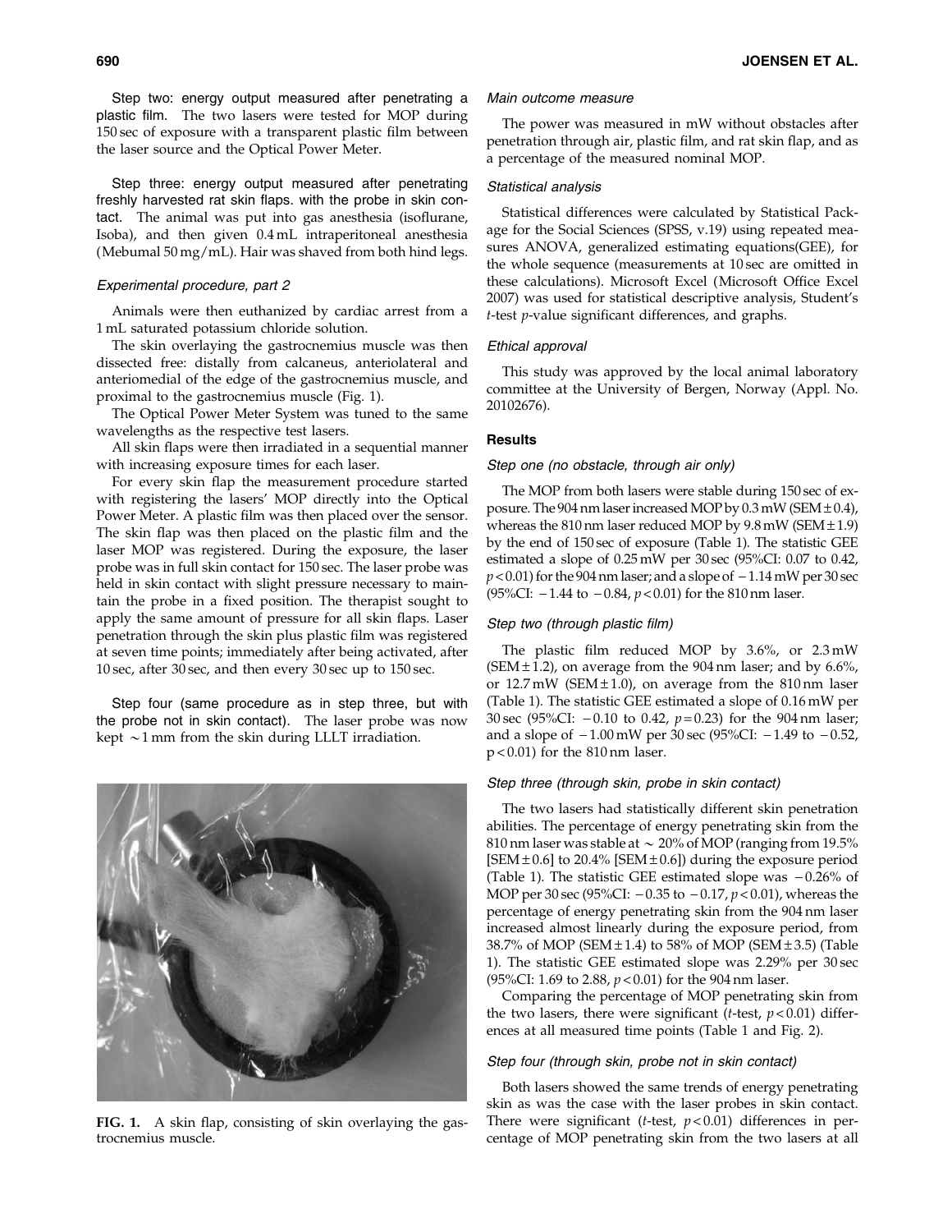Step two: energy output measured after penetrating a plastic film. The two lasers were tested for MOP during 150 sec of exposure with a transparent plastic film between the laser source and the Optical Power Meter.

Step three: energy output measured after penetrating freshly harvested rat skin flaps. with the probe in skin contact. The animal was put into gas anesthesia (isoflurane, Isoba), and then given 0.4 mL intraperitoneal anesthesia (Mebumal 50 mg/mL). Hair was shaved from both hind legs.

### Experimental procedure, part 2

Animals were then euthanized by cardiac arrest from a 1 mL saturated potassium chloride solution.

The skin overlaying the gastrocnemius muscle was then dissected free: distally from calcaneus, anteriolateral and anteriomedial of the edge of the gastrocnemius muscle, and proximal to the gastrocnemius muscle (Fig. 1).

The Optical Power Meter System was tuned to the same wavelengths as the respective test lasers.

All skin flaps were then irradiated in a sequential manner with increasing exposure times for each laser.

For every skin flap the measurement procedure started with registering the lasers' MOP directly into the Optical Power Meter. A plastic film was then placed over the sensor. The skin flap was then placed on the plastic film and the laser MOP was registered. During the exposure, the laser probe was in full skin contact for 150 sec. The laser probe was held in skin contact with slight pressure necessary to maintain the probe in a fixed position. The therapist sought to apply the same amount of pressure for all skin flaps. Laser penetration through the skin plus plastic film was registered at seven time points; immediately after being activated, after 10 sec, after 30 sec, and then every 30 sec up to 150 sec.

Step four (same procedure as in step three, but with the probe not in skin contact). The laser probe was now kept ~1 mm from the skin during LLLT irradiation.

FIG. 1. A skin flap, consisting of skin overlaying the gastrocnemius muscle.

### Main outcome measure

The power was measured in mW without obstacles after penetration through air, plastic film, and rat skin flap, and as a percentage of the measured nominal MOP.

### Statistical analysis

Statistical differences were calculated by Statistical Package for the Social Sciences (SPSS, v.19) using repeated measures ANOVA, generalized estimating equations(GEE), for the whole sequence (measurements at 10 sec are omitted in these calculations). Microsoft Excel (Microsoft Office Excel 2007) was used for statistical descriptive analysis, Student's *t*-test *p*-value significant differences, and graphs.

### Ethical approval

This study was approved by the local animal laboratory committee at the University of Bergen, Norway (Appl. No. 20102676).

## Results

### Step one (no obstacle, through air only)

The MOP from both lasers were stable during 150 sec of exposure. The 904 nm laser increased MOP by 0.3 mW (SEM ± 0.4), whereas the 810 nm laser reduced MOP by 9.8 mW (SEM ± 1.9) by the end of 150 sec of exposure (Table 1). The statistic GEE estimated a slope of 0.25 mW per 30 sec (95%CI: 0.07 to 0.42, $p < 0.01$) for the 904 nm laser; and a slope of −1.14 mW per 30 sec (95%CI: −1.44 to −0.84, $p < 0.01$) for the 810 nm laser.

### Step two (through plastic film)

The plastic film reduced MOP by 3.6%, or 2.3 mW (SEM ± 1.2), on average from the 904 nm laser; and by 6.6%, or 12.7 mW (SEM ± 1.0), on average from the 810 nm laser (Table 1). The statistic GEE estimated a slope of 0.16 mW per 30 sec (95%CI: −0.10 to 0.42, $p = 0.23$) for the 904 nm laser; and a slope of −1.00 mW per 30 sec (95%CI: −1.49 to −0.52, $p < 0.01$) for the 810 nm laser.

### Step three (through skin, probe in skin contact)

The two lasers had statistically different skin penetration abilities. The percentage of energy penetrating skin from the 810 nm laser was stable at ~ 20% of MOP (ranging from 19.5% [SEM ± 0.6] to 20.4% [SEM ± 0.6]) during the exposure period (Table 1). The statistic GEE estimated slope was −0.26% of MOP per 30 sec (95%CI: −0.35 to −0.17, $p < 0.01$), whereas the percentage of energy penetrating skin from the 904 nm laser increased almost linearly during the exposure period, from 38.7% of MOP (SEM ± 1.4) to 58% of MOP (SEM ± 3.5) (Table 1). The statistic GEE estimated slope was 2.29% per 30 sec (95%CI: 1.69 to 2.88, $p < 0.01$) for the 904 nm laser.

Comparing the percentage of MOP penetrating skin from the two lasers, there were significant (*t*-test, $p < 0.01$) differences at all measured time points (Table 1 and Fig. 2).

### Step four (through skin, probe not in skin contact)

Both lasers showed the same trends of energy penetrating skin as was the case with the laser probes in skin contact. There were significant (*t*-test, $p < 0.01$) differences in percentage of MOP penetrating skin from the two lasers at all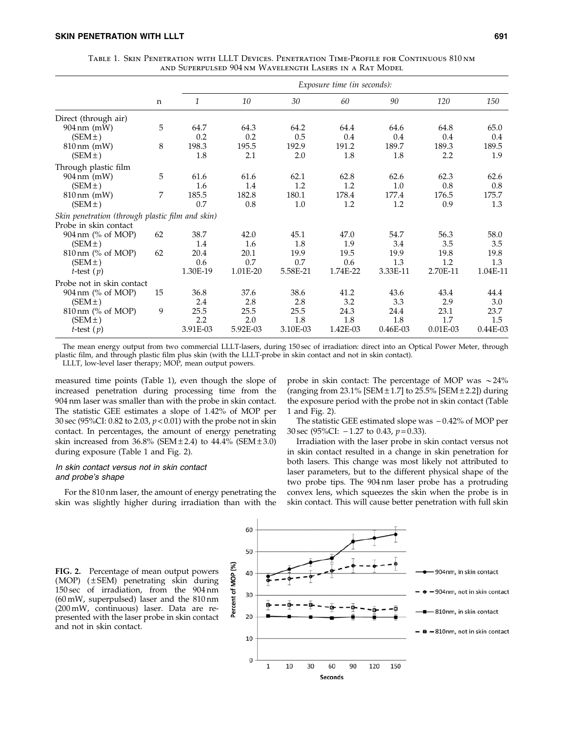Table 1. Skin Penetration with LLLT Devices. Penetration Time-Profile for Continuous 810 nm and Superpulsed 904 nm Wavelength Lasers in a Rat Model

| | n | *Exposure time (in seconds):* | | | | | | |
|---|---|---|---|---|---|---|---|---|
| | | *1* | *10* | *30* | *60* | *90* | *120* | *150* |
| Direct (through air) | | | | | | | | |
| 904 nm (mW) | 5 | 64.7 | 64.3 | 64.2 | 64.4 | 64.6 | 64.8 | 65.0 |
| (SEM ±) | | 0.2 | 0.2 | 0.5 | 0.4 | 0.4 | 0.4 | 0.4 |
| 810 nm (mW) | 8 | 198.3 | 195.5 | 192.9 | 191.2 | 189.7 | 189.3 | 189.5 |
| (SEM ±) | | 1.8 | 2.1 | 2.0 | 1.8 | 1.8 | 2.2 | 1.9 |
| Through plastic film | | | | | | | | |
| 904 nm (mW) | 5 | 61.6 | 61.6 | 62.1 | 62.8 | 62.6 | 62.3 | 62.6 |
| (SEM ±) | | 1.6 | 1.4 | 1.2 | 1.2 | 1.0 | 0.8 | 0.8 |
| 810 nm (mW) | 7 | 185.5 | 182.8 | 180.1 | 178.4 | 177.4 | 176.5 | 175.7 |
| (SEM ±) | | 0.7 | 0.8 | 1.0 | 1.2 | 1.2 | 0.9 | 1.3 |
| *Skin penetration (through plastic film and skin)* | | | | | | | | |
| Probe in skin contact | | | | | | | | |
| 904 nm (% of MOP) | 62 | 38.7 | 42.0 | 45.1 | 47.0 | 54.7 | 56.3 | 58.0 |
| (SEM ±) | | 1.4 | 1.6 | 1.8 | 1.9 | 3.4 | 3.5 | 3.5 |
| 810 nm (% of MOP) | 62 | 20.4 | 20.1 | 19.9 | 19.5 | 19.9 | 19.8 | 19.8 |
| (SEM ±) | | 0.6 | 0.7 | 0.7 | 0.6 | 1.3 | 1.2 | 1.3 |
| *t*-test (*p*) | | 1.30E-19 | 1.01E-20 | 5.58E-21 | 1.74E-22 | 3.33E-11 | 2.70E-11 | 1.04E-11 |
| Probe not in skin contact | | | | | | | | |
| 904 nm (% of MOP) | 15 | 36.8 | 37.6 | 38.6 | 41.2 | 43.6 | 43.4 | 44.4 |
| (SEM ±) | | 2.4 | 2.8 | 2.8 | 3.2 | 3.3 | 2.9 | 3.0 |
| 810 nm (% of MOP) | 9 | 25.5 | 25.5 | 25.5 | 24.3 | 24.4 | 23.1 | 23.7 |
| (SEM ±) | | 2.2 | 2.0 | 1.8 | 1.8 | 1.8 | 1.7 | 1.5 |
| *t*-test (*p*) | | 3.91E-03 | 5.92E-03 | 3.10E-03 | 1.42E-03 | 0.46E-03 | 0.01E-03 | 0.44E-03 |

The mean energy output from two commercial LLLT-lasers, during 150 sec of irradiation: direct into an Optical Power Meter, through plastic film, and through plastic film plus skin (with the LLLT-probe in skin contact and not in skin contact).

LLLT, low-level laser therapy; MOP, mean output powers.

measured time points (Table 1), even though the slope of increased penetration during processing time from the 904 nm laser was smaller than with the probe in skin contact. The statistic GEE estimates a slope of 1.42% of MOP per 30 sec (95%CI: 0.82 to 2.03, $p < 0.01$) with the probe not in skin contact. In percentages, the amount of energy penetrating skin increased from 36.8% (SEM ± 2.4) to 44.4% (SEM ± 3.0) during exposure (Table 1 and Fig. 2).

### *In skin contact versus not in skin contact and probe's shape*

For the 810 nm laser, the amount of energy penetrating the skin was slightly higher during irradiation than with the probe in skin contact: The percentage of MOP was ~24% (ranging from 23.1% [SEM ± 1.7] to 25.5% [SEM ± 2.2]) during the exposure period with the probe not in skin contact (Table 1 and Fig. 2).

The statistic GEE estimated slope was −0.42% of MOP per 30 sec (95%CI: −1.27 to 0.43, $p = 0.33$).

Irradiation with the laser probe in skin contact versus not in skin contact resulted in a change in skin penetration for both lasers. This change was most likely not attributed to laser parameters, but to the different physical shape of the two probe tips. The 904 nm laser probe has a protruding convex lens, which squeezes the skin when the probe is in skin contact. This will cause better penetration with full skin

**FIG. 2.** Percentage of mean output powers (MOP) (±SEM) penetrating skin during 150 sec of irradiation, from the 904 nm (60 mW, superpulsed) laser and the 810 nm (200 mW, continuous) laser. Data are represented with the laser probe in skin contact and not in skin contact.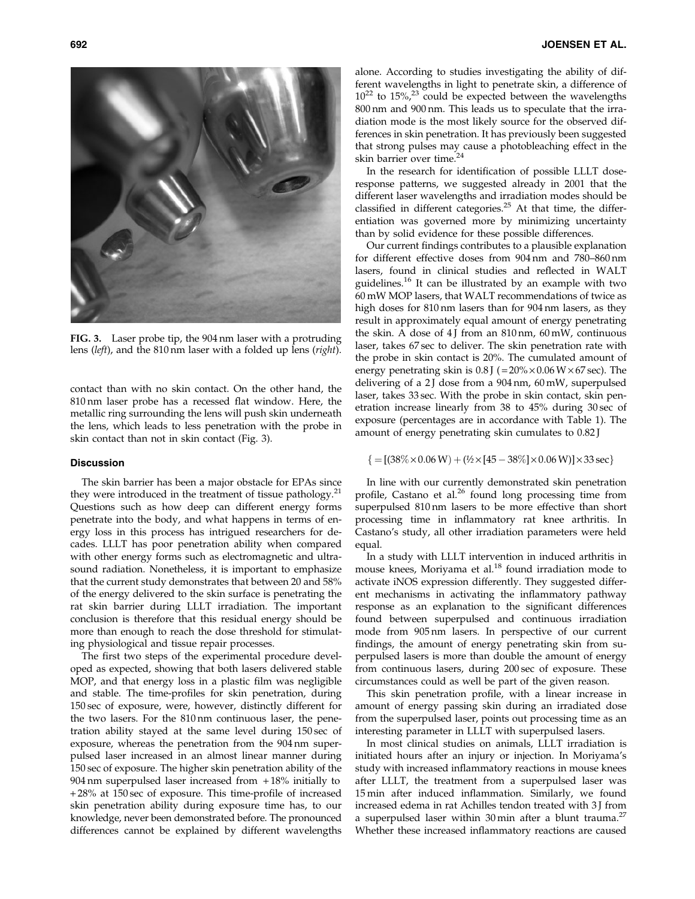FIG. 3. Laser probe tip, the 904 nm laser with a protruding lens (*left*), and the 810 nm laser with a folded up lens (*right*).

contact than with no skin contact. On the other hand, the 810 nm laser probe has a recessed flat window. Here, the metallic ring surrounding the lens will push skin underneath the lens, which leads to less penetration with the probe in skin contact than not in skin contact (Fig. 3).

## Discussion

The skin barrier has been a major obstacle for EPAs since they were introduced in the treatment of tissue pathology.[21] Questions such as how deep can different energy forms penetrate into the body, and what happens in terms of energy loss in this process has intrigued researchers for decades. LLLT has poor penetration ability when compared with other energy forms such as electromagnetic and ultrasound radiation. Nonetheless, it is important to emphasize that the current study demonstrates that between 20 and 58% of the energy delivered to the skin surface is penetrating the rat skin barrier during LLLT irradiation. The important conclusion is therefore that this residual energy should be more than enough to reach the dose threshold for stimulating physiological and tissue repair processes.

The first two steps of the experimental procedure developed as expected, showing that both lasers delivered stable MOP, and that energy loss in a plastic film was negligible and stable. The time-profiles for skin penetration, during 150 sec of exposure, were, however, distinctly different for the two lasers. For the 810 nm continuous laser, the penetration ability stayed at the same level during 150 sec of exposure, whereas the penetration from the 904 nm superpulsed laser increased in an almost linear manner during 150 sec of exposure. The higher skin penetration ability of the 904 nm superpulsed laser increased from +18% initially to +28% at 150 sec of exposure. This time-profile of increased skin penetration ability during exposure time has, to our knowledge, never been demonstrated before. The pronounced differences cannot be explained by different wavelengths alone. According to studies investigating the ability of different wavelengths in light to penetrate skin, a difference of $10^{22}$ to 15%,[23] could be expected between the wavelengths 800 nm and 900 nm. This leads us to speculate that the irradiation mode is the most likely source for the observed differences in skin penetration. It has previously been suggested that strong pulses may cause a photobleaching effect in the skin barrier over time.[24]

In the research for identification of possible LLLT dose-response patterns, we suggested already in 2001 that the different laser wavelengths and irradiation modes should be classified in different categories.[25] At that time, the differentiation was governed more by minimizing uncertainty than by solid evidence for these possible differences.

Our current findings contributes to a plausible explanation for different effective doses from 904 nm and 780–860 nm lasers, found in clinical studies and reflected in WALT guidelines.[16] It can be illustrated by an example with two 60 mW MOP lasers, that WALT recommendations of twice as high doses for 810 nm lasers than for 904 nm lasers, as they result in approximately equal amount of energy penetrating the skin. A dose of 4 J from an 810 nm, 60 mW, continuous laser, takes 67 sec to deliver. The skin penetration rate with the probe in skin contact is 20%. The cumulated amount of energy penetrating skin is 0.8 J ($=20\% \times 0.06\,W \times 67\,sec$). The delivering of a 2 J dose from a 904 nm, 60 mW, superpulsed laser, takes 33 sec. With the probe in skin contact, skin penetration increase linearly from 38 to 45% during 30 sec of exposure (percentages are in accordance with Table 1). The amount of energy penetrating skin cumulates to 0.82 J

$$\{= [(38\% \times 0.06\,W) + (½ \times [45 - 38\%] \times 0.06\,W)] \times 33\,sec\}$$

In line with our currently demonstrated skin penetration profile, Castano et al.[26] found long processing time from superpulsed 810 nm lasers to be more effective than short processing time in inflammatory rat knee arthritis. In Castano's study, all other irradiation parameters were held equal.

In a study with LLLT intervention in induced arthritis in mouse knees, Moriyama et al.[18] found irradiation mode to activate iNOS expression differently. They suggested different mechanisms in activating the inflammatory pathway response as an explanation to the significant differences found between superpulsed and continuous irradiation mode from 905 nm lasers. In perspective of our current findings, the amount of energy penetrating skin from superpulsed lasers is more than double the amount of energy from continuous lasers, during 200 sec of exposure. These circumstances could as well be part of the given reason.

This skin penetration profile, with a linear increase in amount of energy passing skin during an irradiated dose from the superpulsed laser, points out processing time as an interesting parameter in LLLT with superpulsed lasers.

In most clinical studies on animals, LLLT irradiation is initiated hours after an injury or injection. In Moriyama's study with increased inflammatory reactions in mouse knees after LLLT, the treatment from a superpulsed laser was 15 min after induced inflammation. Similarly, we found increased edema in rat Achilles tendon treated with 3 J from a superpulsed laser within 30 min after a blunt trauma.[27] Whether these increased inflammatory reactions are caused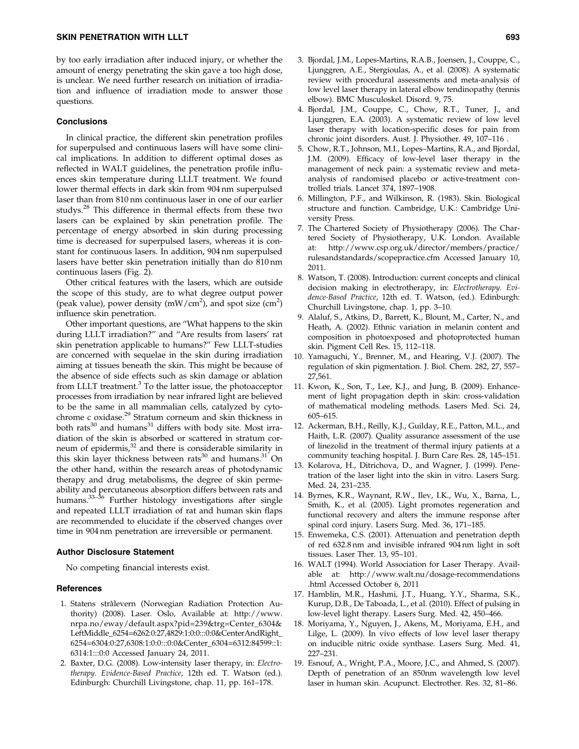by too early irradiation after induced injury, or whether the amount of energy penetrating the skin gave a too high dose, is unclear. We need further research on initiation of irradiation and influence of irradiation mode to answer those questions.

## Conclusions

In clinical practice, the different skin penetration profiles for superpulsed and continuous lasers will have some clinical implications. In addition to different optimal doses as reflected in WALT guidelines, the penetration profile influences skin temperature during LLLT treatment. We found lower thermal effects in dark skin from 904 nm superpulsed laser than from 810 nm continuous laser in one of our earlier studys.[28] This difference in thermal effects from these two lasers can be explained by skin penetration profile. The percentage of energy absorbed in skin during processing time is decreased for superpulsed lasers, whereas it is constant for continuous lasers. In addition, 904 nm superpulsed lasers have better skin penetration initially than do 810 nm continuous lasers (Fig. 2).

Other critical features with the lasers, which are outside the scope of this study, are to what degree output power (peak value), power density (mW/cm$^2$), and spot size (cm$^2$) influence skin penetration.

Other important questions, are "What happens to the skin during LLLT irradiation?" and "Are results from lasers' rat skin penetration applicable to humans?" Few LLLT-studies are concerned with sequelae in the skin during irradiation aiming at tissues beneath the skin. This might be because of the absence of side effects such as skin damage or ablation from LLLT treatment.[3] To the latter issue, the photoacceptor processes from irradiation by near infrared light are believed to be the same in all mammalian cells, catalyzed by cytochrome c oxidase.[29] Stratum corneum and skin thickness in both rats[30] and humans[31] differs with body site. Most irradiation of the skin is absorbed or scattered in stratum corneum of epidermis,[32] and there is considerable similarity in this skin layer thickness between rats[30] and humans.[31] On the other hand, within the research areas of photodynamic therapy and drug metabolisms, the degree of skin permeability and percutaneous absorption differs between rats and humans.[33–36] Further histology investigations after single and repeated LLLT irradiation of rat and human skin flaps are recommended to elucidate if the observed changes over time in 904 nm penetration are irreversible or permanent.

## Author Disclosure Statement

No competing financial interests exist.

## References

1. Statens strålevern (Norwegian Radiation Protection Authority) (2008). Laser. Oslo, Available at: http://www.nrpa.no/eway/default.aspx?pid=239&trg=Center_6304&LeftMiddle_6254=6262:0:27,4829:1:0:0:::0:0&CenterAndRight_6254=6304:0:27,6308:1:0:0:::0:0&Center_6304=6312:84599::1:6314:1:::0:0 Accessed January 24, 2011.
2. Baxter, D.G. (2008). Low-intensity laser therapy, in: *Electrotherapy. Evidence-Based Practice*, 12th ed. T. Watson (ed.). Edinburgh: Churchill Livingstone, chap. 11, pp. 161–178.
3. Bjordal, J.M., Lopes-Martins, R.A.B., Joensen, J., Couppe, C., Ljunggren, A.E., Stergioulas, A., et al. (2008). A systematic review with procedural assessments and meta-analysis of low level laser therapy in lateral elbow tendinopathy (tennis elbow). BMC Musculoskel. Disord. 9, 75.
4. Bjordal, J.M., Couppe, C., Chow, R.T., Tuner, J., and Ljunggren, E.A. (2003). A systematic review of low level laser therapy with location-specific doses for pain from chronic joint disorders. Aust. J. Physiother. 49, 107–116 .
5. Chow, R.T., Johnson, M.I., Lopes–Martins, R.A., and Bjordal, J.M. (2009). Efficacy of low-level laser therapy in the management of neck pain: a systematic review and meta-analysis of randomised placebo or active-treatment controlled trials. Lancet 374, 1897–1908.
6. Millington, P.F., and Wilkinson, R. (1983). Skin. Biological structure and function. Cambridge, U.K.: Cambridge University Press.
7. The Chartered Society of Physiotherapy (2006). The Chartered Society of Physiotherapy, U.K. London. Available at: http://www.csp.org.uk/director/members/practice/rulesandstandards/scopepractice.cfm Accessed January 10, 2011.
8. Watson, T. (2008). Introduction: current concepts and clinical decision making in electrotherapy, in: *Electrotherapy. Evidence-Based Practice*, 12th ed. T. Watson, (ed.). Edinburgh: Churchill Livingstone, chap. 1, pp. 3–10.
9. Alaluf, S., Atkins, D., Barrett, K., Blount, M., Carter, N., and Heath, A. (2002). Ethnic variation in melanin content and composition in photoexposed and photoprotected human skin. Pigment Cell Res. 15, 112–118.
10. Yamaguchi, Y., Brenner, M., and Hearing, V.J. (2007). The regulation of skin pigmentation. J. Biol. Chem. 282, 27, 557–27,561.
11. Kwon, K., Son, T., Lee, K.J., and Jung, B. (2009). Enhancement of light propagation depth in skin: cross-validation of mathematical modeling methods. Lasers Med. Sci. 24, 605–615.
12. Ackerman, B.H., Reilly, K.J., Guilday, R.E., Patton, M.L., and Haith, L.R. (2007). Quality assurance assessment of the use of linezolid in the treatment of thermal injury patients at a community teaching hospital. J. Burn Care Res. 28, 145–151.
13. Kolarova, H., Ditrichova, D., and Wagner, J. (1999). Penetration of the laser light into the skin in vitro. Lasers Surg. Med. 24, 231–235.
14. Byrnes, K.R., Waynant, R.W., Ilev, I.K., Wu, X., Barna, L., Smith, K., et al. (2005). Light promotes regeneration and functional recovery and alters the immune response after spinal cord injury. Lasers Surg. Med. 36, 171–185.
15. Enwemeka, C.S. (2001). Attenuation and penetration depth of red 632.8 nm and invisible infrared 904 nm light in soft tissues. Laser Ther. 13, 95–101.
16. WALT (1994). World Association for Laser Therapy. Available at: http://www.walt.nu/dosage-recommendations.html Accessed October 6, 2011
17. Hamblin, M.R., Hashmi, J.T., Huang, Y.Y., Sharma, S.K., Kurup, D.B., De Taboada, L., et al. (2010). Effect of pulsing in low-level light therapy. Lasers Surg. Med. 42, 450–466.
18. Moriyama, Y., Nguyen, J., Akens, M., Moriyama, E.H., and Lilge, L. (2009). In vivo effects of low level laser therapy on inducible nitric oxide synthase. Lasers Surg. Med. 41, 227–231.
19. Esnouf, A., Wright, P.A., Moore, J.C., and Ahmed, S. (2007). Depth of penetration of an 850nm wavelength low level laser in human skin. Acupunct. Electrother. Res. 32, 81–86.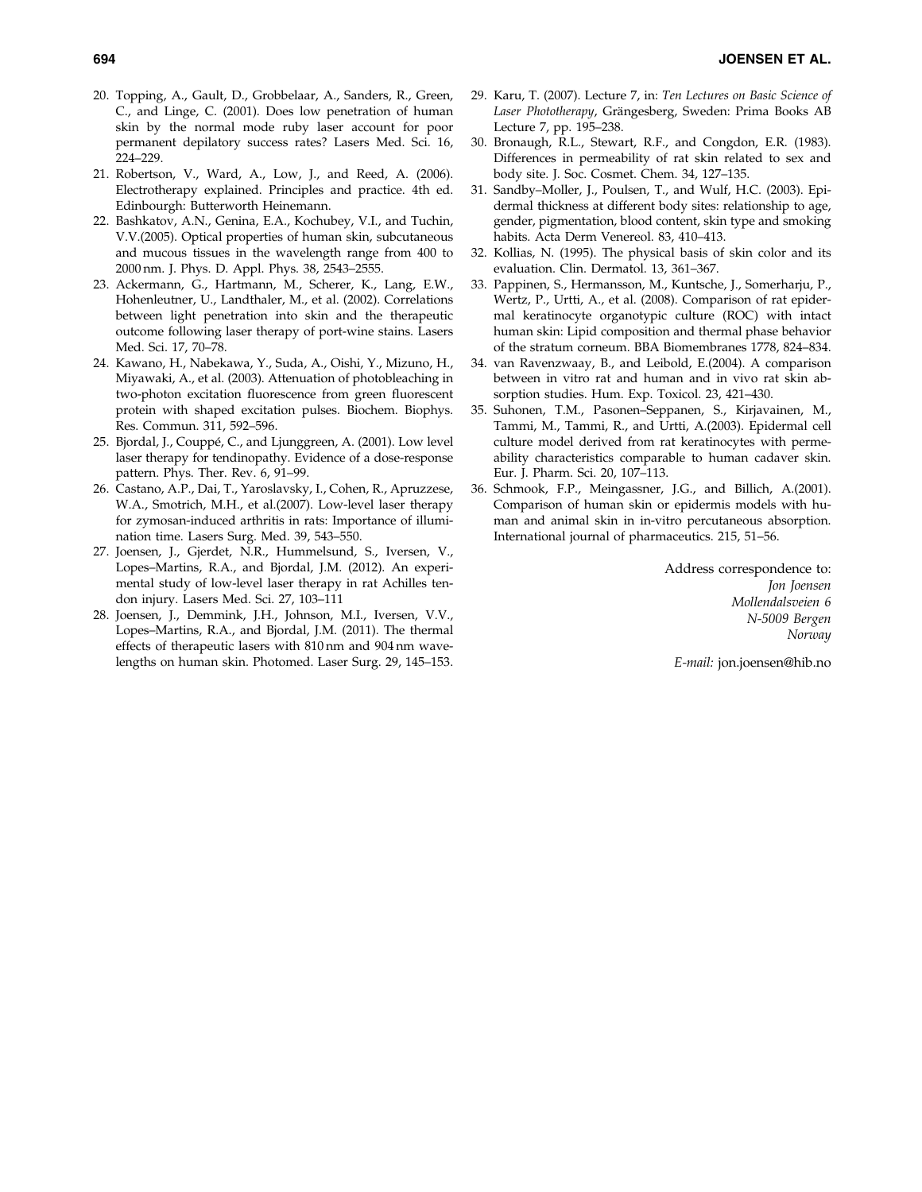20. Topping, A., Gault, D., Grobbelaar, A., Sanders, R., Green, C., and Linge, C. (2001). Does low penetration of human skin by the normal mode ruby laser account for poor permanent depilatory success rates? Lasers Med. Sci. 16, 224–229.
21. Robertson, V., Ward, A., Low, J., and Reed, A. (2006). Electrotherapy explained. Principles and practice. 4th ed. Edinbourgh: Butterworth Heinemann.
22. Bashkatov, A.N., Genina, E.A., Kochubey, V.I., and Tuchin, V.V.(2005). Optical properties of human skin, subcutaneous and mucous tissues in the wavelength range from 400 to 2000 nm. J. Phys. D. Appl. Phys. 38, 2543–2555.
23. Ackermann, G., Hartmann, M., Scherer, K., Lang, E.W., Hohenleutner, U., Landthaler, M., et al. (2002). Correlations between light penetration into skin and the therapeutic outcome following laser therapy of port-wine stains. Lasers Med. Sci. 17, 70–78.
24. Kawano, H., Nabekawa, Y., Suda, A., Oishi, Y., Mizuno, H., Miyawaki, A., et al. (2003). Attenuation of photobleaching in two-photon excitation fluorescence from green fluorescent protein with shaped excitation pulses. Biochem. Biophys. Res. Commun. 311, 592–596.
25. Bjordal, J., Couppé, C., and Ljunggreen, A. (2001). Low level laser therapy for tendinopathy. Evidence of a dose-response pattern. Phys. Ther. Rev. 6, 91–99.
26. Castano, A.P., Dai, T., Yaroslavsky, I., Cohen, R., Apruzzese, W.A., Smotrich, M.H., et al.(2007). Low-level laser therapy for zymosan-induced arthritis in rats: Importance of illumination time. Lasers Surg. Med. 39, 543–550.
27. Joensen, J., Gjerdet, N.R., Hummelsund, S., Iversen, V., Lopes–Martins, R.A., and Bjordal, J.M. (2012). An experimental study of low-level laser therapy in rat Achilles tendon injury. Lasers Med. Sci. 27, 103–111
28. Joensen, J., Demmink, J.H., Johnson, M.I., Iversen, V.V., Lopes–Martins, R.A., and Bjordal, J.M. (2011). The thermal effects of therapeutic lasers with 810 nm and 904 nm wavelengths on human skin. Photomed. Laser Surg. 29, 145–153.
29. Karu, T. (2007). Lecture 7, in: *Ten Lectures on Basic Science of Laser Phototherapy*, Grängesberg, Sweden: Prima Books AB Lecture 7, pp. 195–238.
30. Bronaugh, R.L., Stewart, R.F., and Congdon, E.R. (1983). Differences in permeability of rat skin related to sex and body site. J. Soc. Cosmet. Chem. 34, 127–135.
31. Sandby–Moller, J., Poulsen, T., and Wulf, H.C. (2003). Epidermal thickness at different body sites: relationship to age, gender, pigmentation, blood content, skin type and smoking habits. Acta Derm Venereol. 83, 410–413.
32. Kollias, N. (1995). The physical basis of skin color and its evaluation. Clin. Dermatol. 13, 361–367.
33. Pappinen, S., Hermansson, M., Kuntsche, J., Somerharju, P., Wertz, P., Urtti, A., et al. (2008). Comparison of rat epidermal keratinocyte organotypic culture (ROC) with intact human skin: Lipid composition and thermal phase behavior of the stratum corneum. BBA Biomembranes 1778, 824–834.
34. van Ravenzwaay, B., and Leibold, E.(2004). A comparison between in vitro rat and human and in vivo rat skin absorption studies. Hum. Exp. Toxicol. 23, 421–430.
35. Suhonen, T.M., Pasonen–Seppanen, S., Kirjavainen, M., Tammi, M., Tammi, R., and Urtti, A.(2003). Epidermal cell culture model derived from rat keratinocytes with permeability characteristics comparable to human cadaver skin. Eur. J. Pharm. Sci. 20, 107–113.
36. Schmook, F.P., Meingassner, J.G., and Billich, A.(2001). Comparison of human skin or epidermis models with human and animal skin in in-vitro percutaneous absorption. International journal of pharmaceutics. 215, 51–56.

Address correspondence to:
*Jon Joensen*
*Mollendalsveien 6*
*N-5009 Bergen*
*Norway*

*E-mail:* jon.joensen@hib.no